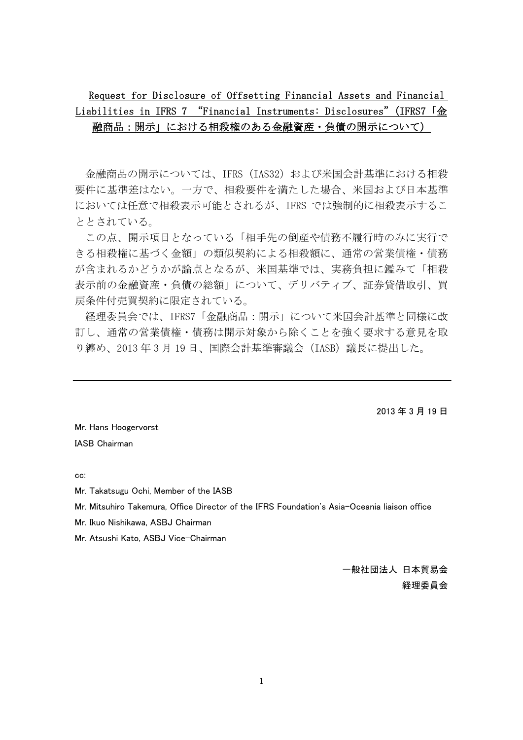# Request for Disclosure of Offsetting Financial Assets and Financial Liabilities in IFRS 7 "Financial Instruments: Disclosures"（IFRS7「金融商品：開示」における相殺権のある金融資産・負債の開示について）

金融商品の開示については、IFRS（IAS32）および米国会計基準における相殺要件に基準差はない。一方で、相殺要件を満たした場合、米国および日本基準においては任意で相殺表示可能とされるが、IFRS では強制的に相殺表示することとされている。

この点、開示項目となっている「相手先の倒産や債務不履行時のみに実行できる相殺権に基づく金額」の類似契約による相殺額に、通常の営業債権・債務が含まれるかどうかが論点となるが、米国基準では、実務負担に鑑みて「相殺表示前の金融資産・負債の総額」について、デリバティブ、証券貸借取引、買戻条件付売買契約に限定されている。

経理委員会では、IFRS7「金融商品：開示」について米国会計基準と同様に改訂し、通常の営業債権・債務は開示対象から除くことを強く要求する意見を取り纏め、2013 年 3 月 19 日、国際会計基準審議会（IASB）議長に提出した。

---

2013 年 3 月 19 日

Mr. Hans Hoogervorst
IASB Chairman

cc:

Mr. Takatsugu Ochi, Member of the IASB
Mr. Mitsuhiro Takemura, Office Director of the IFRS Foundation's Asia-Oceania liaison office
Mr. Ikuo Nishikawa, ASBJ Chairman
Mr. Atsushi Kato, ASBJ Vice-Chairman

一般社団法人 日本貿易会
経理委員会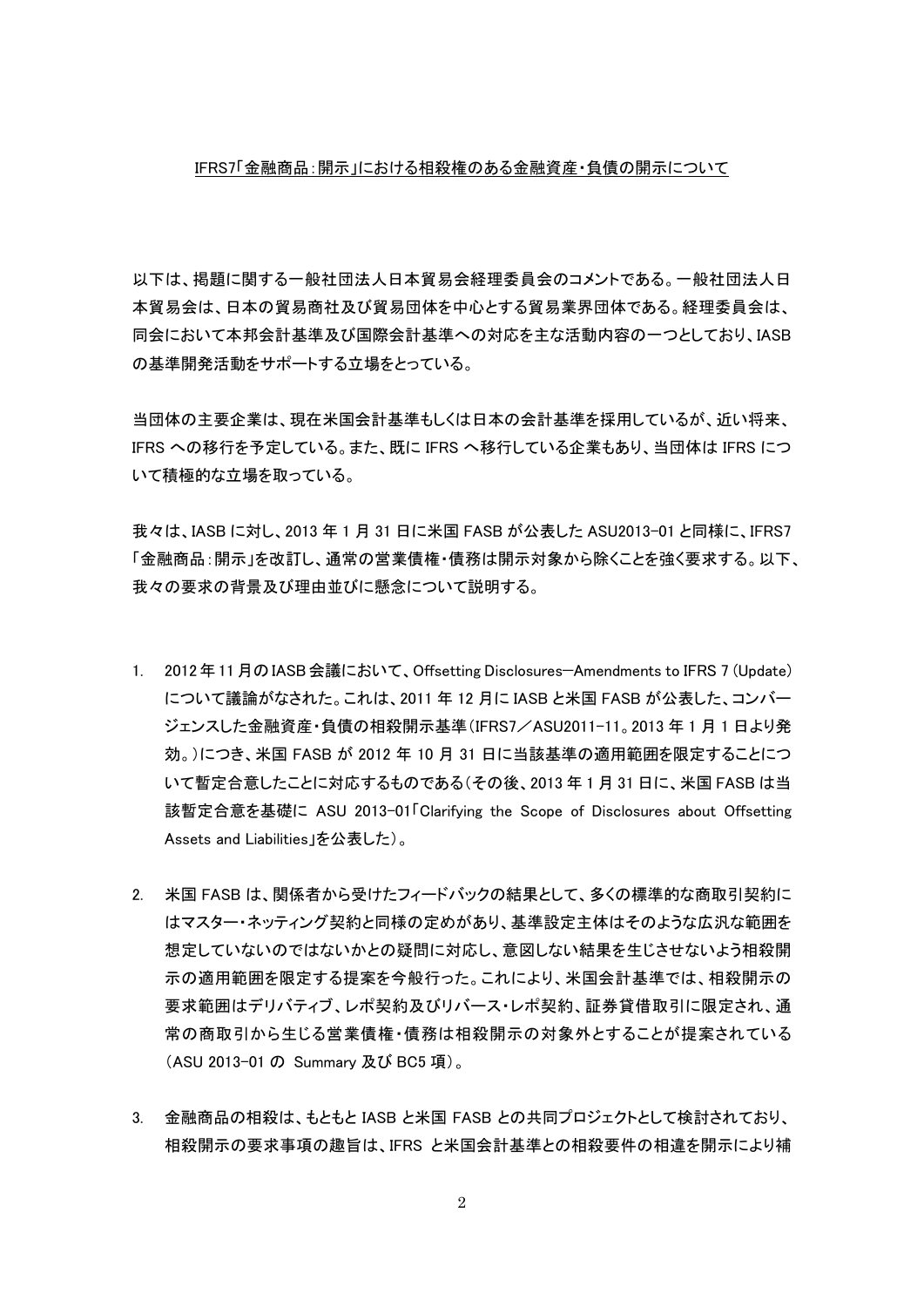IFRS7「金融商品：開示」における相殺権のある金融資産・負債の開示について

以下は、掲題に関する一般社団法人日本貿易会経理委員会のコメントである。一般社団法人日本貿易会は、日本の貿易商社及び貿易団体を中心とする貿易業界団体である。経理委員会は、同会において本邦会計基準及び国際会計基準への対応を主な活動内容の一つとしており、IASBの基準開発活動をサポートする立場をとっている。

当団体の主要企業は、現在米国会計基準もしくは日本の会計基準を採用しているが、近い将来、IFRS への移行を予定している。また、既に IFRS へ移行している企業もあり、当団体は IFRS について積極的な立場を取っている。

我々は、IASB に対し、2013 年 1 月 31 日に米国 FASB が公表した ASU2013-01 と同様に、IFRS7「金融商品：開示」を改訂し、通常の営業債権・債務は開示対象から除くことを強く要求する。以下、我々の要求の背景及び理由並びに懸念について説明する。

1. 2012 年 11 月の IASB 会議において、Offsetting Disclosures—Amendments to IFRS 7 (Update)について議論がなされた。これは、2011 年 12 月に IASB と米国 FASB が公表した、コンバージェンスした金融資産・負債の相殺開示基準（IFRS7／ASU2011-11。2013 年 1 月 1 日より発効。）につき、米国 FASB が 2012 年 10 月 31 日に当該基準の適用範囲を限定することについて暫定合意したことに対応するものである（その後、2013 年 1 月 31 日に、米国 FASB は当該暫定合意を基礎に ASU 2013-01「Clarifying the Scope of Disclosures about Offsetting Assets and Liabilities」を公表した）。

2. 米国 FASB は、関係者から受けたフィードバックの結果として、多くの標準的な商取引契約にはマスター・ネッティング契約と同様の定めがあり、基準設定主体はそのような広汎な範囲を想定していないのではないかとの疑問に対応し、意図しない結果を生じさせないよう相殺開示の適用範囲を限定する提案を今般行った。これにより、米国会計基準では、相殺開示の要求範囲はデリバティブ、レポ契約及びリバース・レポ契約、証券貸借取引に限定され、通常の商取引から生じる営業債権・債務は相殺開示の対象外とすることが提案されている（ASU 2013-01 の Summary 及び BC5 項）。

3. 金融商品の相殺は、もともと IASB と米国 FASB との共同プロジェクトとして検討されており、相殺開示の要求事項の趣旨は、IFRS と米国会計基準との相殺要件の相違を開示により補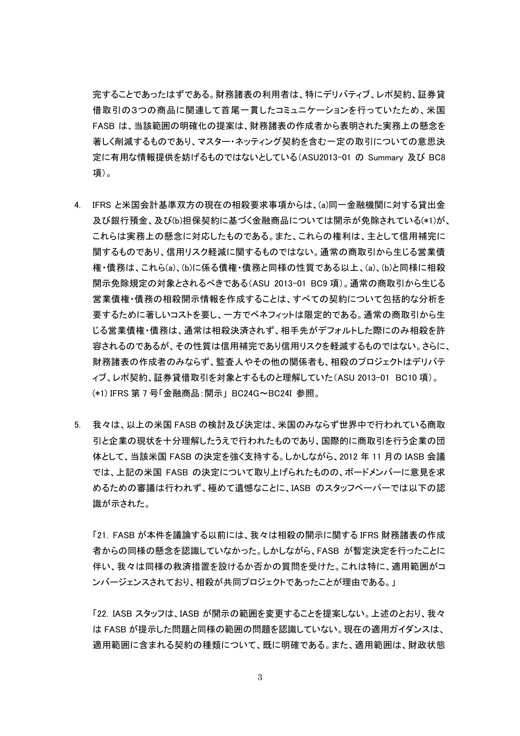完することであったはずである。財務諸表の利用者は、特にデリバティブ、レポ契約、証券貸借取引の3つの商品に関連して首尾一貫したコミュニケーションを行っていたため、米国FASB は、当該範囲の明確化の提案は、財務諸表の作成者から表明された実務上の懸念を著しく削減するものであり、マスター・ネッティング契約を含む一定の取引についての意思決定に有用な情報提供を妨げるものではないとしている（ASU2013-01 の Summary 及び BC8 項）。

4. IFRS と米国会計基準双方の現在の相殺要求事項からは、(a)同一金融機関に対する貸出金及び銀行預金、及び(b)担保契約に基づく金融商品については開示が免除されている(*1)が、これらは実務上の懸念に対応したものである。また、これらの権利は、主として信用補完に関するものであり、信用リスク軽減に関するものではない。通常の商取引から生じる営業債権・債務は、これら(a)、(b)に係る債権・債務と同様の性質である以上、(a)、(b)と同様に相殺開示免除規定の対象とされるべきである（ASU 2013-01 BC9 項）。通常の商取引から生じる営業債権・債務の相殺開示情報を作成することは、すべての契約について包括的な分析を要するために著しいコストを要し、一方でベネフィットは限定的である。通常の商取引から生じる営業債権・債務は、通常は相殺決済されず、相手先がデフォルトした際にのみ相殺を許容されるのであるが、その性質は信用補完であり信用リスクを軽減するものではない。さらに、財務諸表の作成者のみならず、監査人やその他の関係者も、相殺のプロジェクトはデリバティブ、レポ契約、証券貸借取引を対象とするものと理解していた（ASU 2013-01 BC10 項）。
(*1) IFRS 第 7 号「金融商品：開示」 BC24G～BC24I 参照。

5. 我々は、以上の米国 FASB の検討及び決定は、米国のみならず世界中で行われている商取引と企業の現状を十分理解したうえで行われたものであり、国際的に商取引を行う企業の団体として、当該米国 FASB の決定を強く支持する。しかしながら、2012 年 11 月の IASB 会議では、上記の米国 FASB の決定について取り上げられたものの、ボードメンバーに意見を求めるための審議は行われず、極めて遺憾なことに、IASB のスタッフペーパーでは以下の認識が示された。

「21. FASB が本件を議論する以前には、我々は相殺の開示に関する IFRS 財務諸表の作成者からの同様の懸念を認識していなかった。しかしながら、FASB が暫定決定を行ったことに伴い、我々は同様の救済措置を設けるか否かの質問を受けた。これは特に、適用範囲がコンバージェンスされており、相殺が共同プロジェクトであったことが理由である。」

「22. IASB スタッフは、IASB が開示の範囲を変更することを提案しない。上述のとおり、我々は FASB が提示した問題と同様の範囲の問題を認識していない。現在の適用ガイダンスは、適用範囲に含まれる契約の種類について、既に明確である。また、適用範囲は、財政状態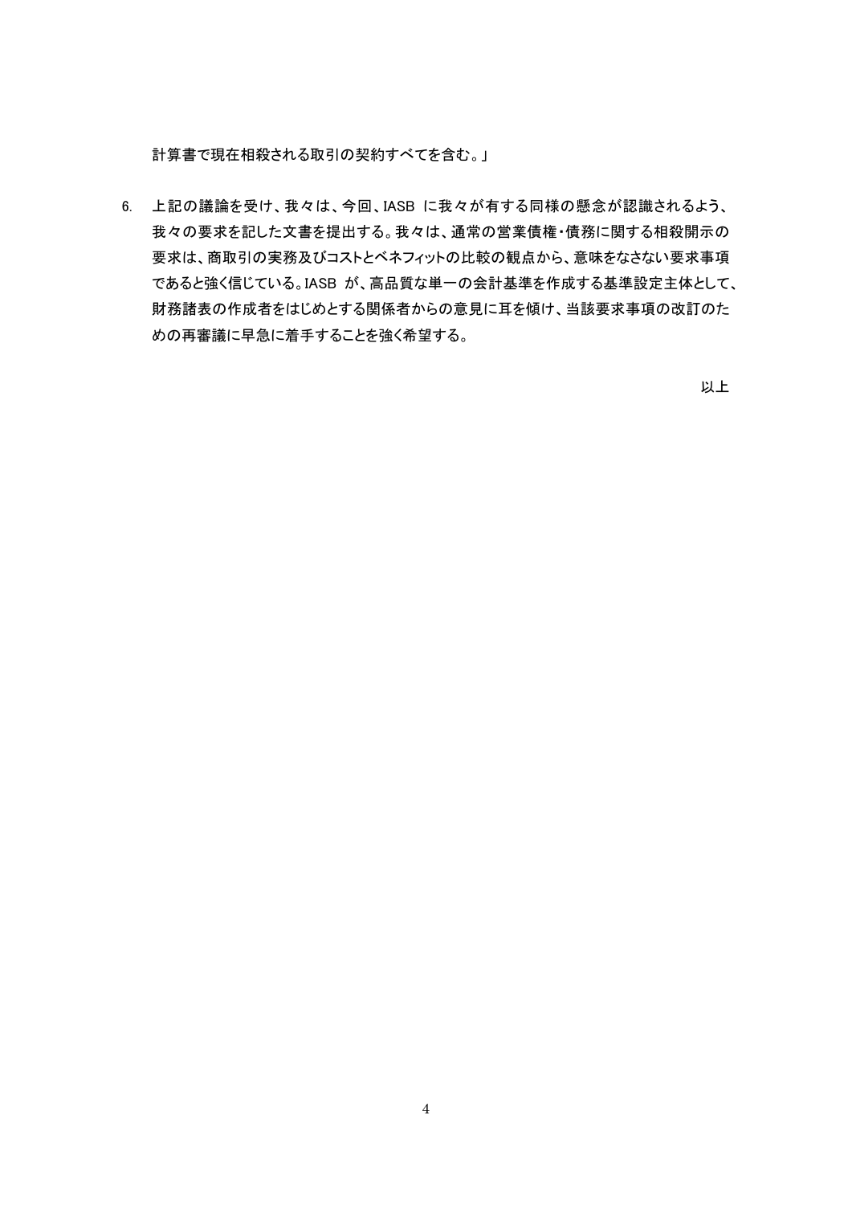計算書で現在相殺される取引の契約すべてを含む。」

6. 上記の議論を受け、我々は、今回、IASB に我々が有する同様の懸念が認識されるよう、我々の要求を記した文書を提出する。我々は、通常の営業債権・債務に関する相殺開示の要求は、商取引の実務及びコストとベネフィットの比較の観点から、意味をなさない要求事項であると強く信じている。IASB が、高品質な単一の会計基準を作成する基準設定主体として、財務諸表の作成者をはじめとする関係者からの意見に耳を傾け、当該要求事項の改訂のための再審議に早急に着手することを強く希望する。

以上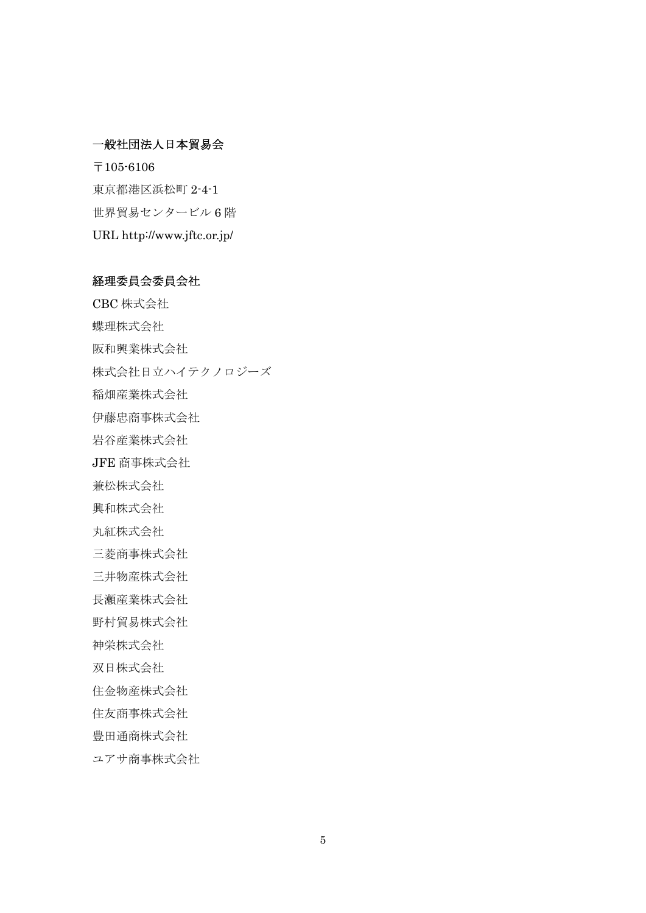**一般社団法人日本貿易会**

〒105-6106

東京都港区浜松町 2-4-1

世界貿易センタービル 6 階

URL http://www.jftc.or.jp/

**経理委員会委員会社**

CBC 株式会社

蝶理株式会社

阪和興業株式会社

株式会社日立ハイテクノロジーズ

稲畑産業株式会社

伊藤忠商事株式会社

岩谷産業株式会社

JFE 商事株式会社

兼松株式会社

興和株式会社

丸紅株式会社

三菱商事株式会社

三井物産株式会社

長瀬産業株式会社

野村貿易株式会社

神栄株式会社

双日株式会社

住金物産株式会社

住友商事株式会社

豊田通商株式会社

ユアサ商事株式会社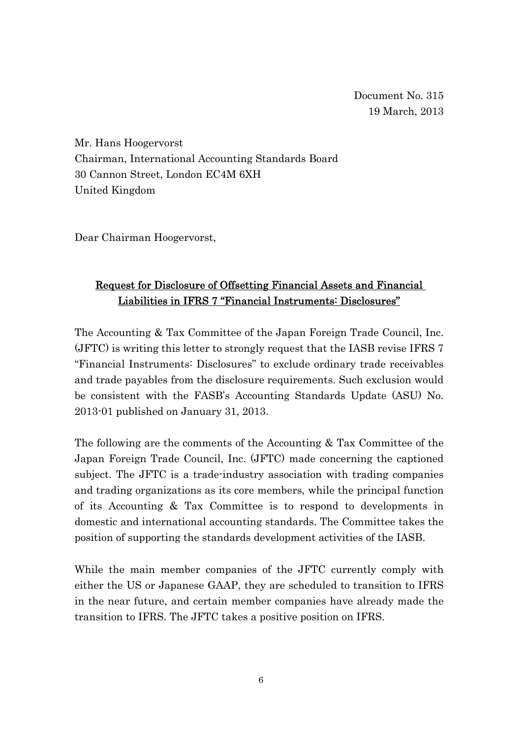Document No. 315
19 March, 2013

Mr. Hans Hoogervorst
Chairman, International Accounting Standards Board
30 Cannon Street, London EC4M 6XH
United Kingdom

Dear Chairman Hoogervorst,

## Request for Disclosure of Offsetting Financial Assets and Financial Liabilities in IFRS 7 "Financial Instruments: Disclosures"

The Accounting & Tax Committee of the Japan Foreign Trade Council, Inc. (JFTC) is writing this letter to strongly request that the IASB revise IFRS 7 "Financial Instruments: Disclosures" to exclude ordinary trade receivables and trade payables from the disclosure requirements. Such exclusion would be consistent with the FASB's Accounting Standards Update (ASU) No. 2013-01 published on January 31, 2013.

The following are the comments of the Accounting & Tax Committee of the Japan Foreign Trade Council, Inc. (JFTC) made concerning the captioned subject. The JFTC is a trade-industry association with trading companies and trading organizations as its core members, while the principal function of its Accounting & Tax Committee is to respond to developments in domestic and international accounting standards. The Committee takes the position of supporting the standards development activities of the IASB.

While the main member companies of the JFTC currently comply with either the US or Japanese GAAP, they are scheduled to transition to IFRS in the near future, and certain member companies have already made the transition to IFRS. The JFTC takes a positive position on IFRS.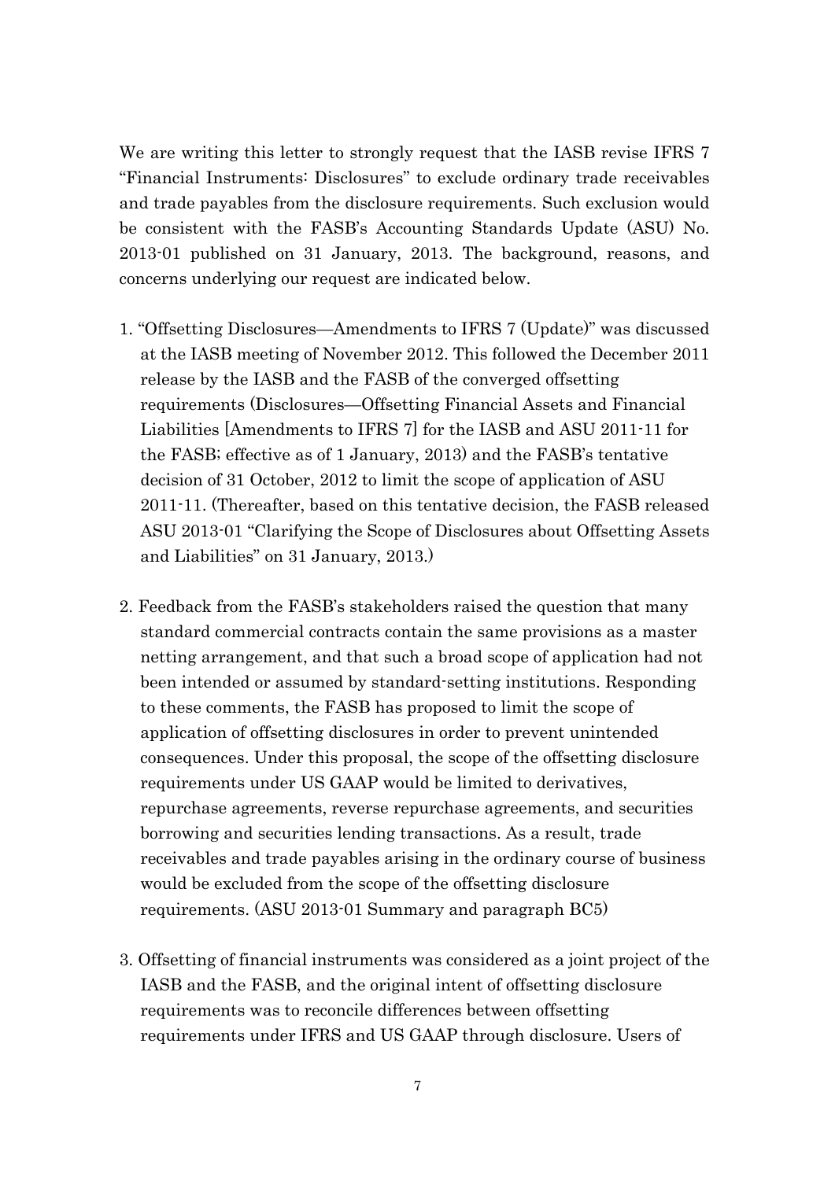We are writing this letter to strongly request that the IASB revise IFRS 7 "Financial Instruments: Disclosures" to exclude ordinary trade receivables and trade payables from the disclosure requirements. Such exclusion would be consistent with the FASB's Accounting Standards Update (ASU) No. 2013-01 published on 31 January, 2013. The background, reasons, and concerns underlying our request are indicated below.

1. "Offsetting Disclosures—Amendments to IFRS 7 (Update)" was discussed at the IASB meeting of November 2012. This followed the December 2011 release by the IASB and the FASB of the converged offsetting requirements (Disclosures—Offsetting Financial Assets and Financial Liabilities [Amendments to IFRS 7] for the IASB and ASU 2011-11 for the FASB; effective as of 1 January, 2013) and the FASB's tentative decision of 31 October, 2012 to limit the scope of application of ASU 2011-11. (Thereafter, based on this tentative decision, the FASB released ASU 2013-01 "Clarifying the Scope of Disclosures about Offsetting Assets and Liabilities" on 31 January, 2013.)

2. Feedback from the FASB's stakeholders raised the question that many standard commercial contracts contain the same provisions as a master netting arrangement, and that such a broad scope of application had not been intended or assumed by standard-setting institutions. Responding to these comments, the FASB has proposed to limit the scope of application of offsetting disclosures in order to prevent unintended consequences. Under this proposal, the scope of the offsetting disclosure requirements under US GAAP would be limited to derivatives, repurchase agreements, reverse repurchase agreements, and securities borrowing and securities lending transactions. As a result, trade receivables and trade payables arising in the ordinary course of business would be excluded from the scope of the offsetting disclosure requirements. (ASU 2013-01 Summary and paragraph BC5)

3. Offsetting of financial instruments was considered as a joint project of the IASB and the FASB, and the original intent of offsetting disclosure requirements was to reconcile differences between offsetting requirements under IFRS and US GAAP through disclosure. Users of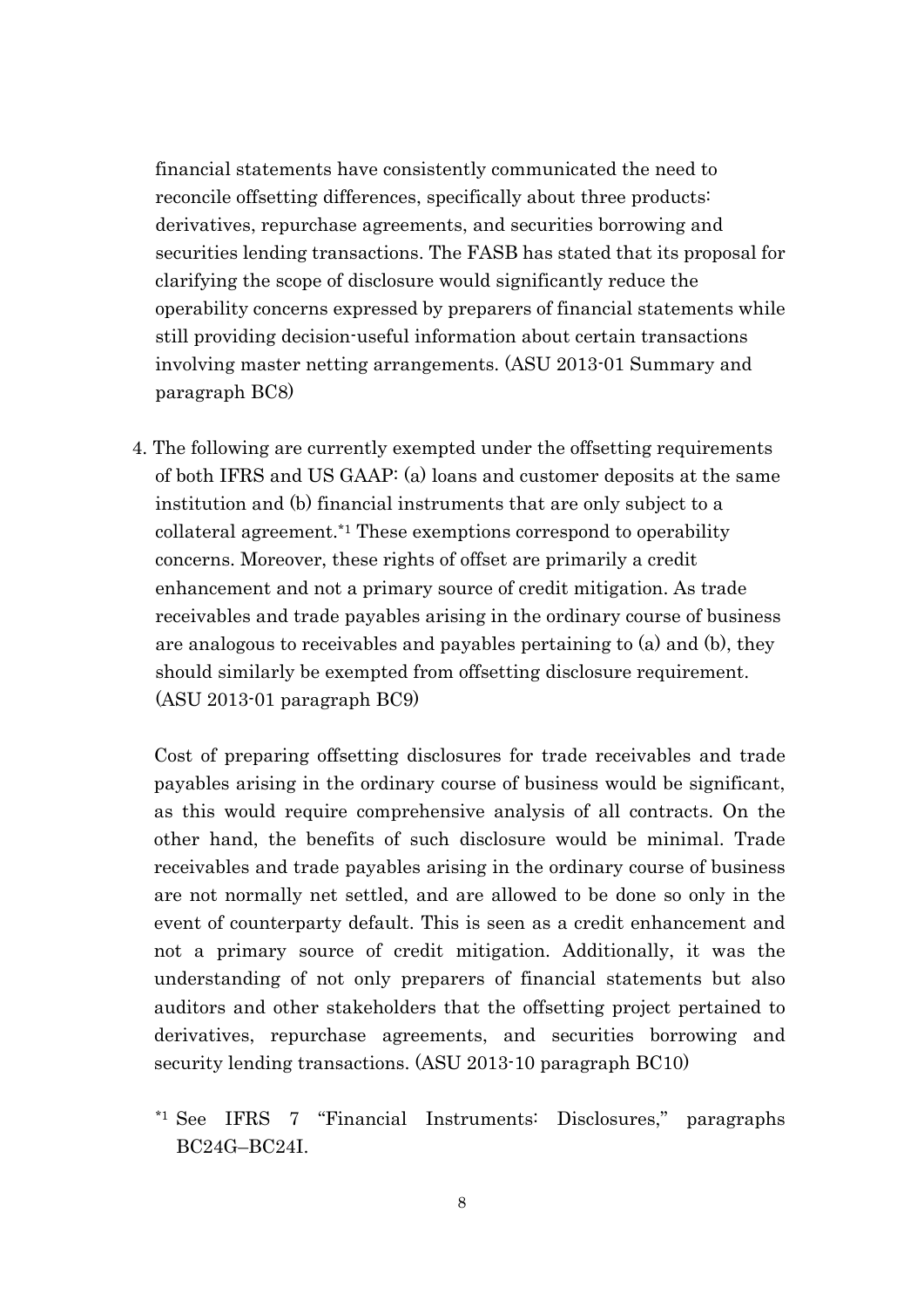financial statements have consistently communicated the need to reconcile offsetting differences, specifically about three products: derivatives, repurchase agreements, and securities borrowing and securities lending transactions. The FASB has stated that its proposal for clarifying the scope of disclosure would significantly reduce the operability concerns expressed by preparers of financial statements while still providing decision-useful information about certain transactions involving master netting arrangements. (ASU 2013-01 Summary and paragraph BC8)

4. The following are currently exempted under the offsetting requirements of both IFRS and US GAAP: (a) loans and customer deposits at the same institution and (b) financial instruments that are only subject to a collateral agreement.*1 These exemptions correspond to operability concerns. Moreover, these rights of offset are primarily a credit enhancement and not a primary source of credit mitigation. As trade receivables and trade payables arising in the ordinary course of business are analogous to receivables and payables pertaining to (a) and (b), they should similarly be exempted from offsetting disclosure requirement. (ASU 2013-01 paragraph BC9)

   Cost of preparing offsetting disclosures for trade receivables and trade payables arising in the ordinary course of business would be significant, as this would require comprehensive analysis of all contracts. On the other hand, the benefits of such disclosure would be minimal. Trade receivables and trade payables arising in the ordinary course of business are not normally net settled, and are allowed to be done so only in the event of counterparty default. This is seen as a credit enhancement and not a primary source of credit mitigation. Additionally, it was the understanding of not only preparers of financial statements but also auditors and other stakeholders that the offsetting project pertained to derivatives, repurchase agreements, and securities borrowing and security lending transactions. (ASU 2013-10 paragraph BC10)

   *1 See IFRS 7 "Financial Instruments: Disclosures," paragraphs BC24G–BC24I.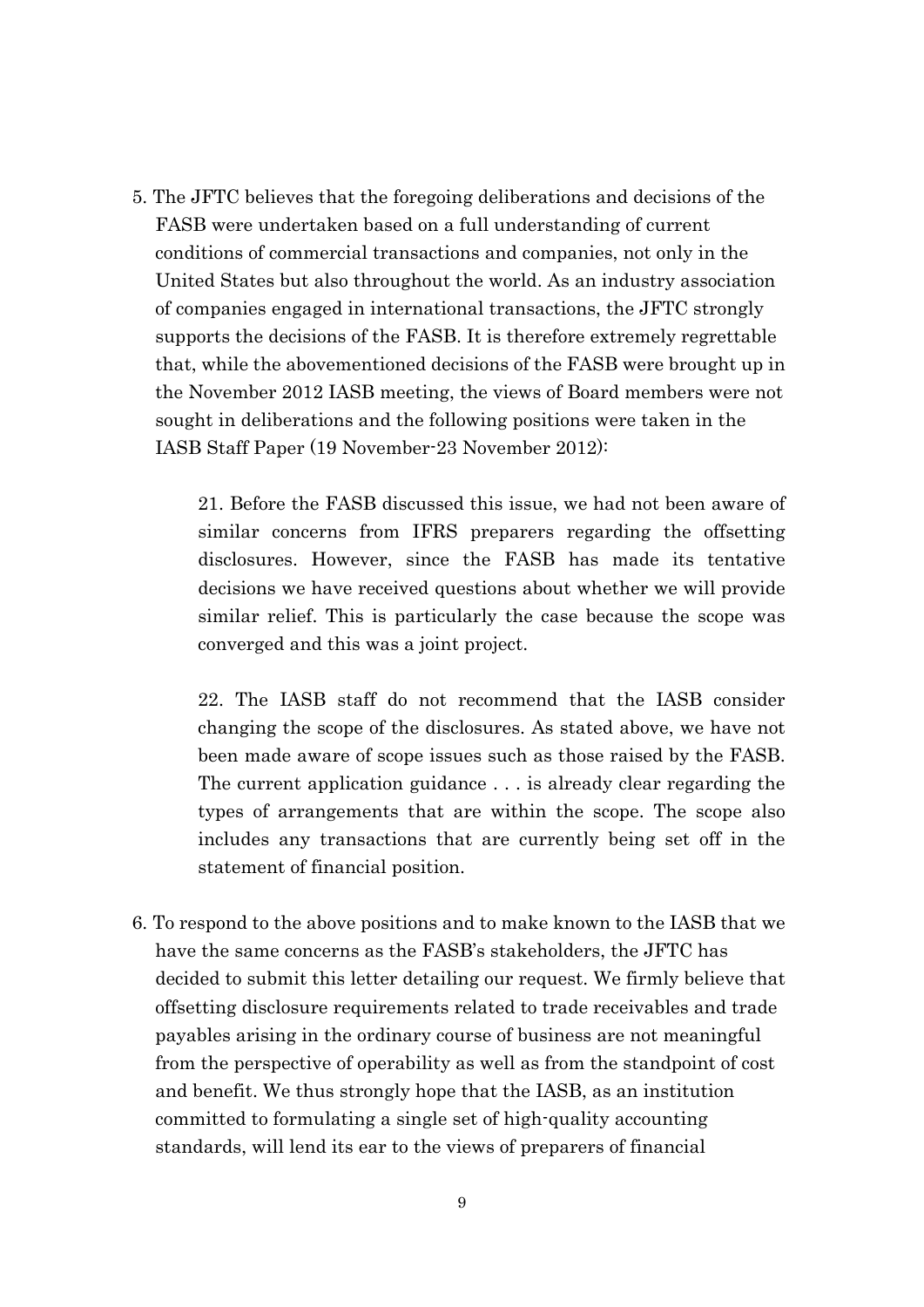5. The JFTC believes that the foregoing deliberations and decisions of the FASB were undertaken based on a full understanding of current conditions of commercial transactions and companies, not only in the United States but also throughout the world. As an industry association of companies engaged in international transactions, the JFTC strongly supports the decisions of the FASB. It is therefore extremely regrettable that, while the abovementioned decisions of the FASB were brought up in the November 2012 IASB meeting, the views of Board members were not sought in deliberations and the following positions were taken in the IASB Staff Paper (19 November-23 November 2012):

> 21. Before the FASB discussed this issue, we had not been aware of similar concerns from IFRS preparers regarding the offsetting disclosures. However, since the FASB has made its tentative decisions we have received questions about whether we will provide similar relief. This is particularly the case because the scope was converged and this was a joint project.
>
> 22. The IASB staff do not recommend that the IASB consider changing the scope of the disclosures. As stated above, we have not been made aware of scope issues such as those raised by the FASB. The current application guidance . . . is already clear regarding the types of arrangements that are within the scope. The scope also includes any transactions that are currently being set off in the statement of financial position.

6. To respond to the above positions and to make known to the IASB that we have the same concerns as the FASB's stakeholders, the JFTC has decided to submit this letter detailing our request. We firmly believe that offsetting disclosure requirements related to trade receivables and trade payables arising in the ordinary course of business are not meaningful from the perspective of operability as well as from the standpoint of cost and benefit. We thus strongly hope that the IASB, as an institution committed to formulating a single set of high-quality accounting standards, will lend its ear to the views of preparers of financial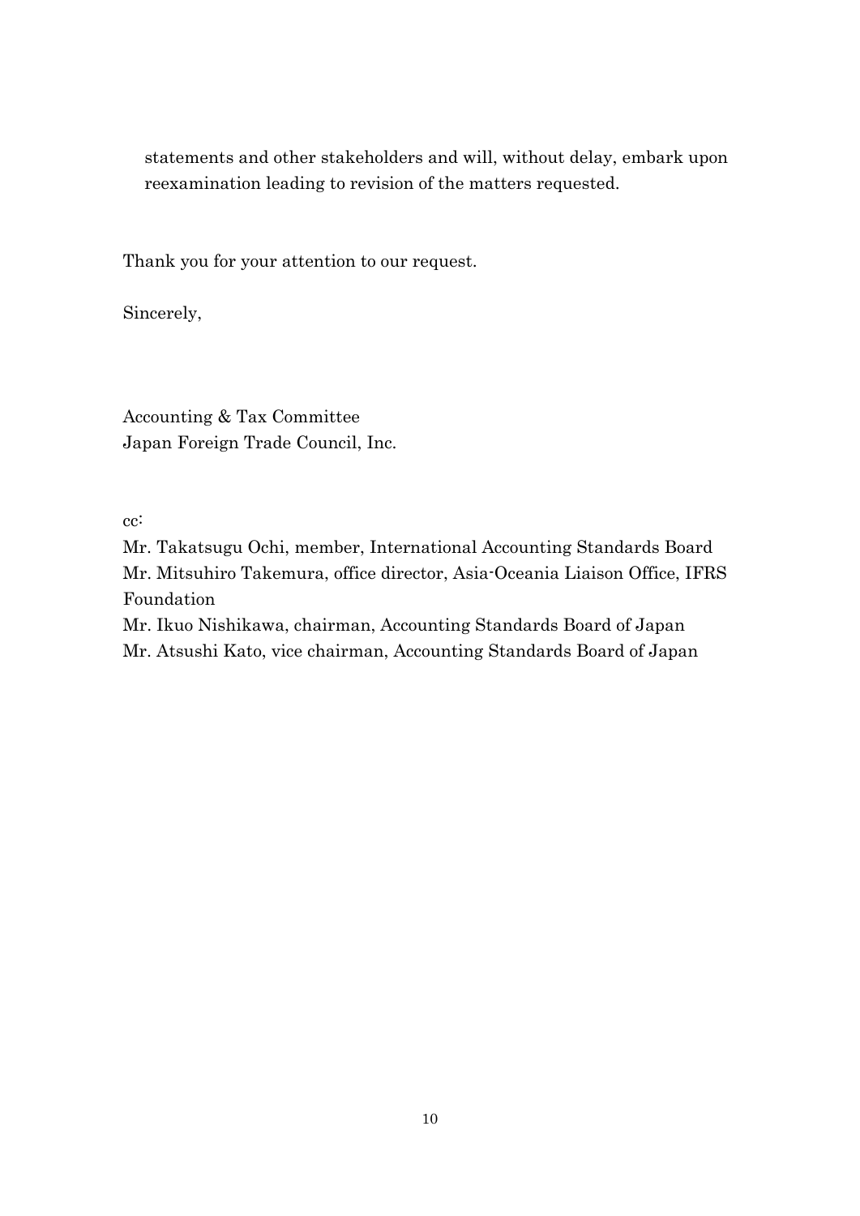statements and other stakeholders and will, without delay, embark upon reexamination leading to revision of the matters requested.

Thank you for your attention to our request.

Sincerely,

Accounting & Tax Committee
Japan Foreign Trade Council, Inc.

cc:

Mr. Takatsugu Ochi, member, International Accounting Standards Board
Mr. Mitsuhiro Takemura, office director, Asia-Oceania Liaison Office, IFRS Foundation
Mr. Ikuo Nishikawa, chairman, Accounting Standards Board of Japan
Mr. Atsushi Kato, vice chairman, Accounting Standards Board of Japan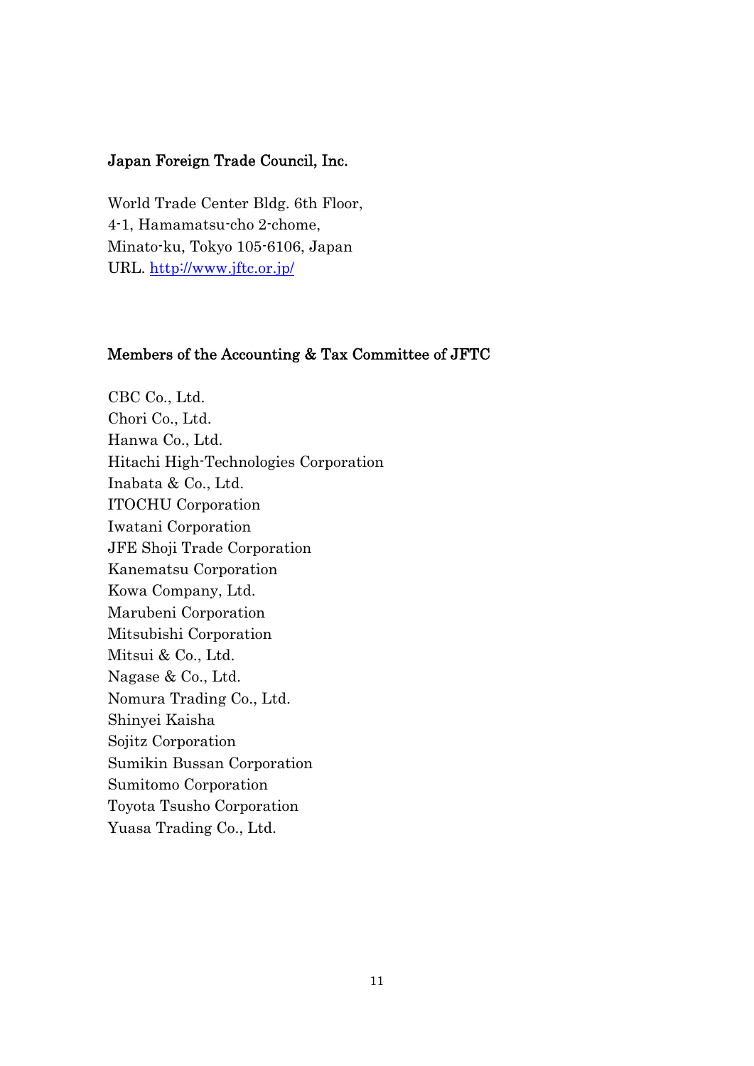**Japan Foreign Trade Council, Inc.**

World Trade Center Bldg. 6th Floor,
4-1, Hamamatsu-cho 2-chome,
Minato-ku, Tokyo 105-6106, Japan
URL. http://www.jftc.or.jp/

**Members of the Accounting & Tax Committee of JFTC**

CBC Co., Ltd.
Chori Co., Ltd.
Hanwa Co., Ltd.
Hitachi High-Technologies Corporation
Inabata & Co., Ltd.
ITOCHU Corporation
Iwatani Corporation
JFE Shoji Trade Corporation
Kanematsu Corporation
Kowa Company, Ltd.
Marubeni Corporation
Mitsubishi Corporation
Mitsui & Co., Ltd.
Nagase & Co., Ltd.
Nomura Trading Co., Ltd.
Shinyei Kaisha
Sojitz Corporation
Sumikin Bussan Corporation
Sumitomo Corporation
Toyota Tsusho Corporation
Yuasa Trading Co., Ltd.